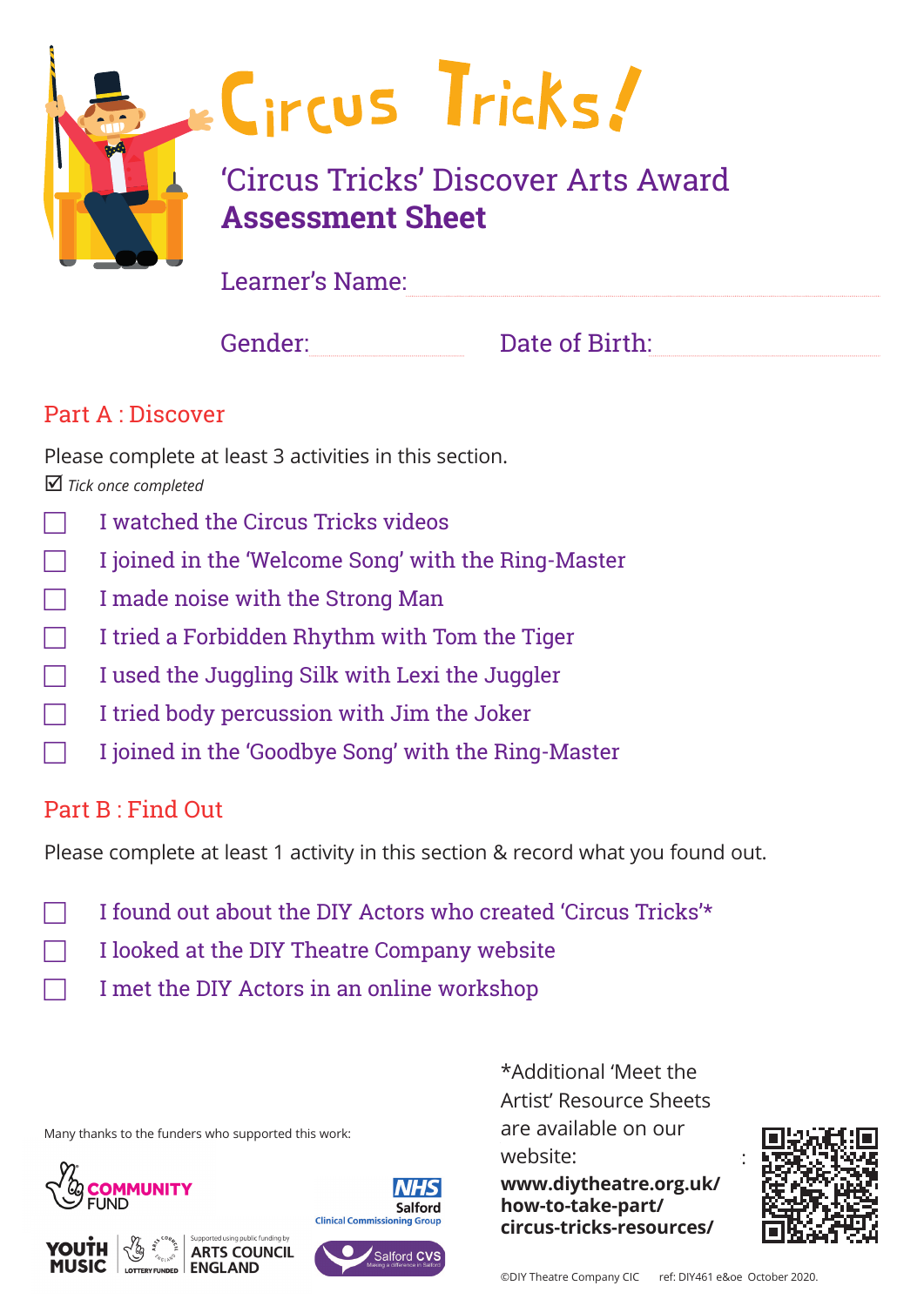# Circus Tricks!

## 'Circus Tricks' Discover Arts Award
## **Assessment Sheet**

Learner's Name: ..................................................

Gender: .............................. Date of Birth: ..............................

### Part A : Discover

Please complete at least 3 activities in this section.

☑ *Tick once completed*

- ☐ I watched the Circus Tricks videos
- ☐ I joined in the 'Welcome Song' with the Ring-Master
- ☐ I made noise with the Strong Man
- ☐ I tried a Forbidden Rhythm with Tom the Tiger
- ☐ I used the Juggling Silk with Lexi the Juggler
- ☐ I tried body percussion with Jim the Joker
- ☐ I joined in the 'Goodbye Song' with the Ring-Master

### Part B : Find Out

Please complete at least 1 activity in this section & record what you found out.

- ☐ I found out about the DIY Actors who created 'Circus Tricks'*
- ☐ I looked at the DIY Theatre Company website
- ☐ I met the DIY Actors in an online workshop

*Additional 'Meet the Artist' Resource Sheets are available on our website:
**www.diytheatre.org.uk/how-to-take-part/circus-tricks-resources/**

Many thanks to the funders who supported this work:

Community Fund; NHS Salford Clinical Commissioning Group; Youth Music; Lottery Funded; Supported using public funding by Arts Council England; Salford CVS

©DIY Theatre Company CIC ref: DIY461 e&oe October 2020.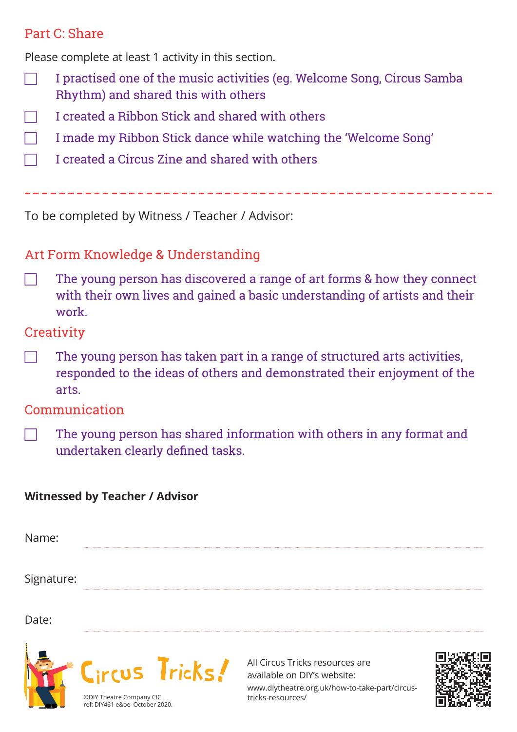## Part C: Share

Please complete at least 1 activity in this section.

- [ ] I practised one of the music activities (eg. Welcome Song, Circus Samba Rhythm) and shared this with others
- [ ] I created a Ribbon Stick and shared with others
- [ ] I made my Ribbon Stick dance while watching the 'Welcome Song'
- [ ] I created a Circus Zine and shared with others

---

To be completed by Witness / Teacher / Advisor:

## Art Form Knowledge & Understanding

- [ ] The young person has discovered a range of art forms & how they connect with their own lives and gained a basic understanding of artists and their work.

## Creativity

- [ ] The young person has taken part in a range of structured arts activities, responded to the ideas of others and demonstrated their enjoyment of the arts.

## Communication

- [ ] The young person has shared information with others in any format and undertaken clearly defined tasks.

**Witnessed by Teacher / Advisor**

Name: ..................................................

Signature: ..................................................

Date: ..................................................

Circus Tricks!

©DIY Theatre Company CIC
ref: DIY461 e&oe October 2020.

All Circus Tricks resources are available on DIY's website:
www.diytheatre.org.uk/how-to-take-part/circus-tricks-resources/